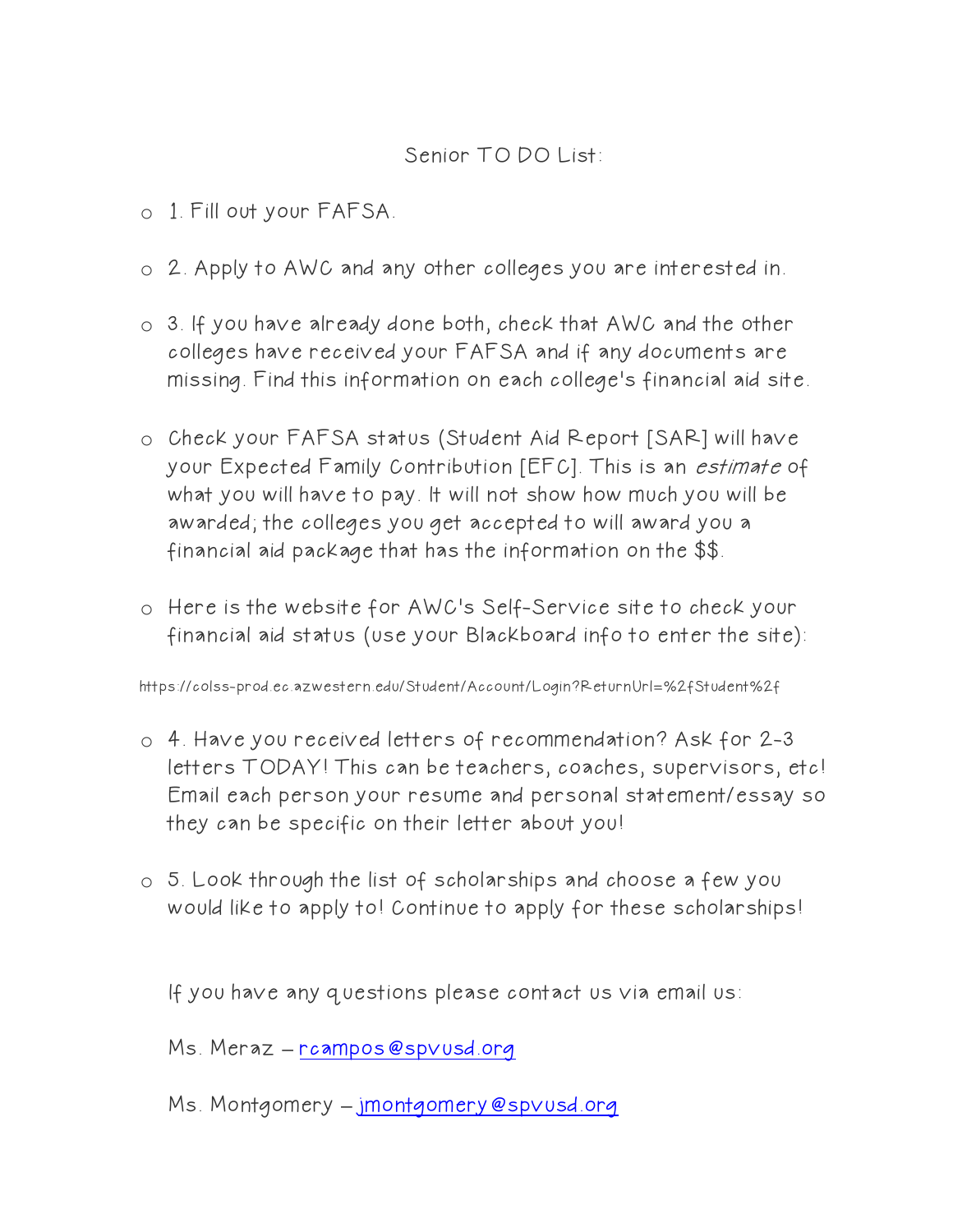# Senior TO DO List:

- 1. Fill out your FAFSA.
- 2. Apply to AWC and any other colleges you are interested in.
- 3. If you have already done both, check that AWC and the other colleges have received your FAFSA and if any documents are missing. Find this information on each college's financial aid site.
- Check your FAFSA status (Student Aid Report [SAR] will have your Expected Family Contribution [EFC]. This is an *estimate* of what you will have to pay. It will not show how much you will be awarded; the colleges you get accepted to will award you a financial aid package that has the information on the $$.
- Here is the website for AWC's Self-Service site to check your financial aid status (use your Blackboard info to enter the site):

https://colss-prod.ec.azwestern.edu/Student/Account/Login?ReturnUrl=%2fStudent%2f

- 4. Have you received letters of recommendation? Ask for 2-3 letters TODAY! This can be teachers, coaches, supervisors, etc! Email each person your resume and personal statement/essay so they can be specific on their letter about you!
- 5. Look through the list of scholarships and choose a few you would like to apply to! Continue to apply for these scholarships!

If you have any questions please contact us via email us:

Ms. Meraz – rcampos@spvusd.org

Ms. Montgomery – jmontgomery@spvusd.org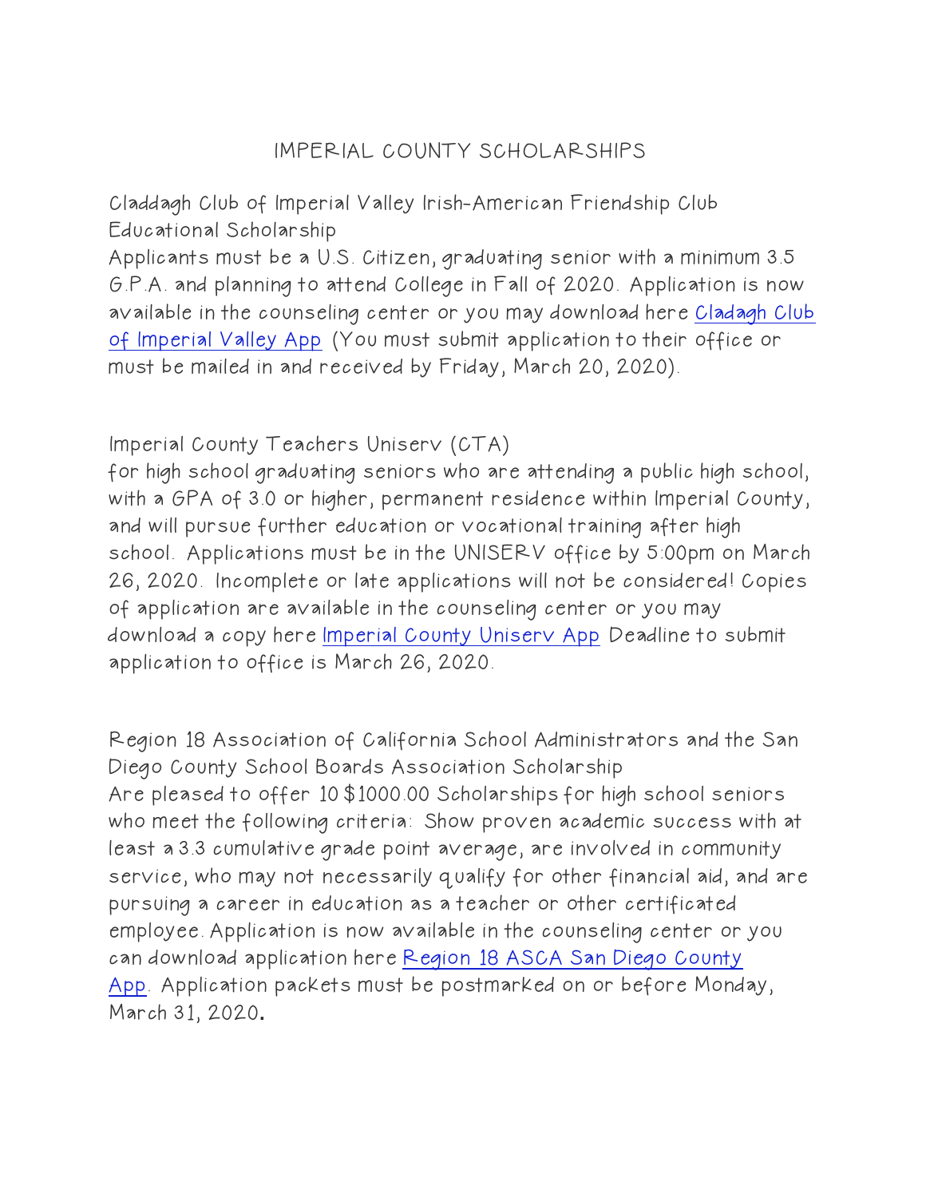# IMPERIAL COUNTY SCHOLARSHIPS

Claddagh Club of Imperial Valley Irish-American Friendship Club Educational Scholarship
Applicants must be a U.S. Citizen, graduating senior with a minimum 3.5 G.P.A. and planning to attend College in Fall of 2020. Application is now available in the counseling center or you may download here Cladagh Club of Imperial Valley App (You must submit application to their office or must be mailed in and received by Friday, March 20, 2020).

Imperial County Teachers Uniserv (CTA)
for high school graduating seniors who are attending a public high school, with a GPA of 3.0 or higher, permanent residence within Imperial County, and will pursue further education or vocational training after high school. Applications must be in the UNISERV office by 5:00pm on March 26, 2020. Incomplete or late applications will not be considered! Copies of application are available in the counseling center or you may download a copy here Imperial County Uniserv App Deadline to submit application to office is March 26, 2020.

Region 18 Association of California School Administrators and the San Diego County School Boards Association Scholarship
Are pleased to offer 10 $1000.00 Scholarships for high school seniors who meet the following criteria: Show proven academic success with at least a 3.3 cumulative grade point average, are involved in community service, who may not necessarily qualify for other financial aid, and are pursuing a career in education as a teacher or other certificated employee. Application is now available in the counseling center or you can download application here Region 18 ASCA San Diego County App. Application packets must be postmarked on or before Monday, March 31, 2020.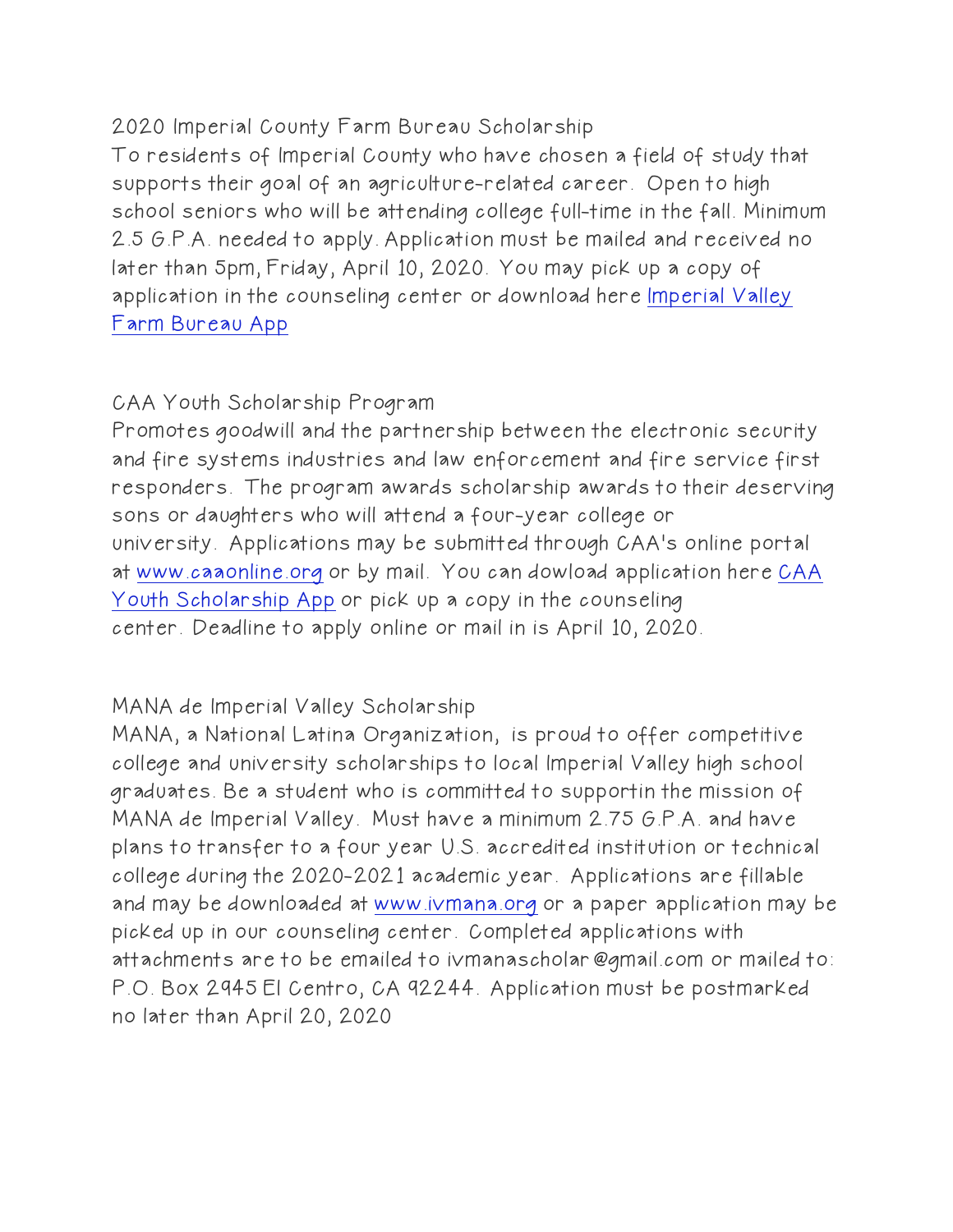2020 Imperial County Farm Bureau Scholarship

To residents of Imperial County who have chosen a field of study that supports their goal of an agriculture-related career. Open to high school seniors who will be attending college full-time in the fall. Minimum 2.5 G.P.A. needed to apply. Application must be mailed and received no later than 5pm, Friday, April 10, 2020. You may pick up a copy of application in the counseling center or download here Imperial Valley Farm Bureau App

CAA Youth Scholarship Program

Promotes goodwill and the partnership between the electronic security and fire systems industries and law enforcement and fire service first responders. The program awards scholarship awards to their deserving sons or daughters who will attend a four-year college or university. Applications may be submitted through CAA's online portal at www.caaonline.org or by mail. You can dowload application here CAA Youth Scholarship App or pick up a copy in the counseling center. Deadline to apply online or mail in is April 10, 2020.

MANA de Imperial Valley Scholarship

MANA, a National Latina Organization, is proud to offer competitive college and university scholarships to local Imperial Valley high school graduates. Be a student who is committed to supportin the mission of MANA de Imperial Valley. Must have a minimum 2.75 G.P.A. and have plans to transfer to a four year U.S. accredited institution or technical college during the 2020-2021 academic year. Applications are fillable and may be downloaded at www.ivmana.org or a paper application may be picked up in our counseling center. Completed applications with attachments are to be emailed to ivmanascholar@gmail.com or mailed to: P.O. Box 2945 El Centro, CA 92244. Application must be postmarked no later than April 20, 2020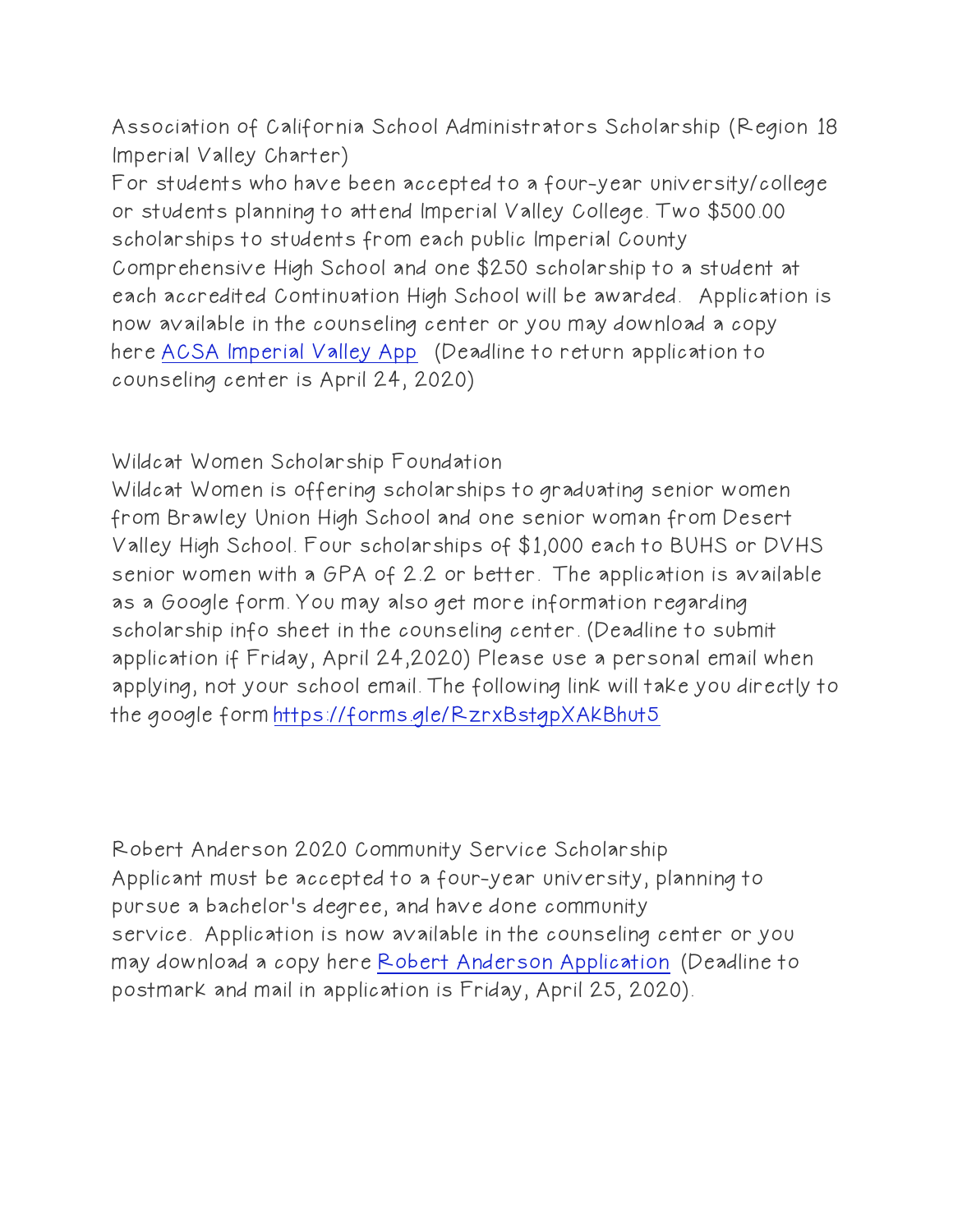Association of California School Administrators Scholarship (Region 18 Imperial Valley Charter)

For students who have been accepted to a four-year university/college or students planning to attend Imperial Valley College. Two $500.00 scholarships to students from each public Imperial County Comprehensive High School and one $250 scholarship to a student at each accredited Continuation High School will be awarded. Application is now available in the counseling center or you may download a copy here ACSA Imperial Valley App (Deadline to return application to counseling center is April 24, 2020)

Wildcat Women Scholarship Foundation

Wildcat Women is offering scholarships to graduating senior women from Brawley Union High School and one senior woman from Desert Valley High School. Four scholarships of $1,000 each to BUHS or DVHS senior women with a GPA of 2.2 or better. The application is available as a Google form. You may also get more information regarding scholarship info sheet in the counseling center. (Deadline to submit application if Friday, April 24,2020) Please use a personal email when applying, not your school email. The following link will take you directly to the google form https://forms.gle/RzrxBstgpXAkBhut5

Robert Anderson 2020 Community Service Scholarship

Applicant must be accepted to a four-year university, planning to pursue a bachelor's degree, and have done community service. Application is now available in the counseling center or you may download a copy here Robert Anderson Application (Deadline to postmark and mail in application is Friday, April 25, 2020).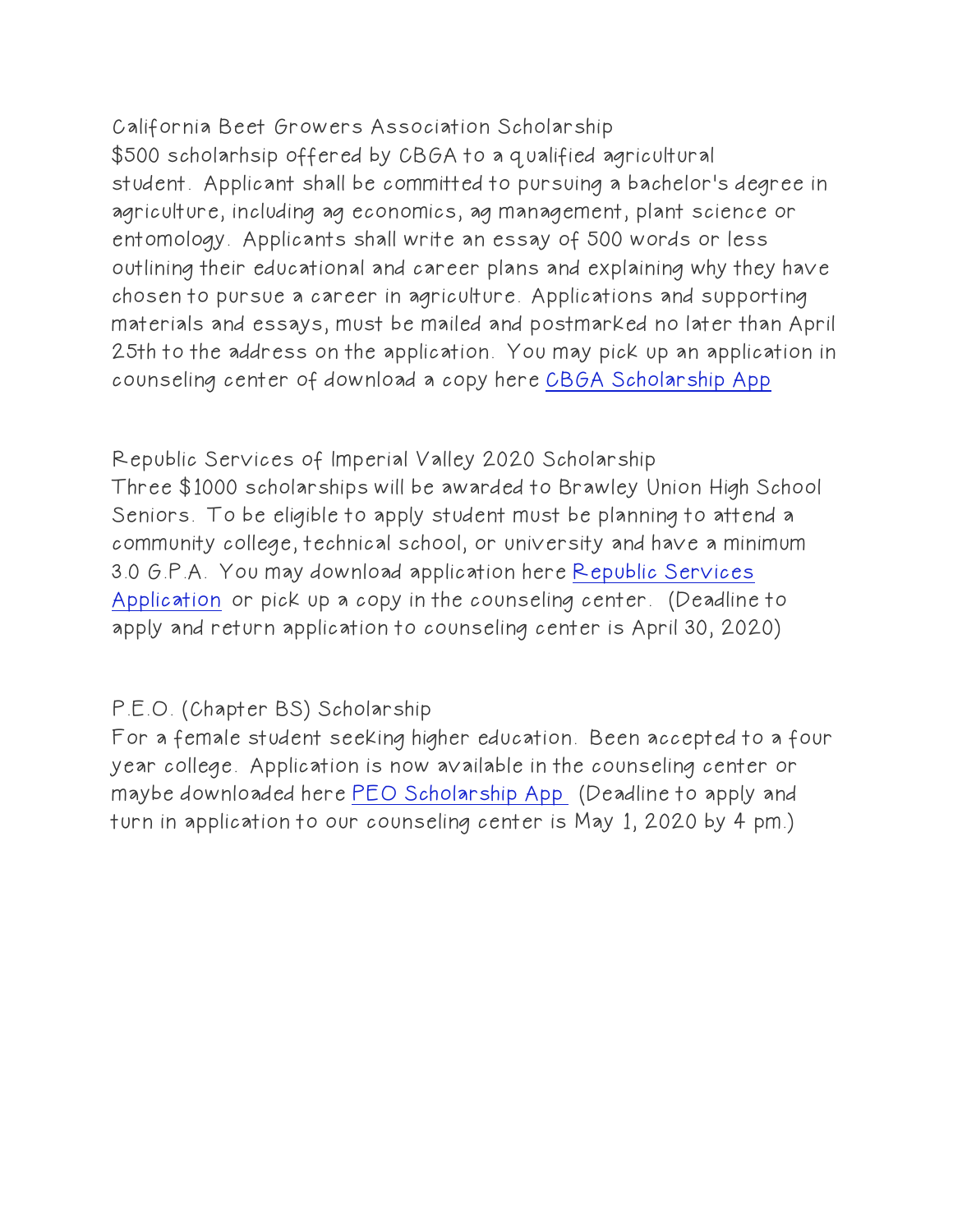California Beet Growers Association Scholarship
$500 scholarhsip offered by CBGA to a qualified agricultural student. Applicant shall be committed to pursuing a bachelor's degree in agriculture, including ag economics, ag management, plant science or entomology. Applicants shall write an essay of 500 words or less outlining their educational and career plans and explaining why they have chosen to pursue a career in agriculture. Applications and supporting materials and essays, must be mailed and postmarked no later than April 25th to the address on the application. You may pick up an application in counseling center of download a copy here CBGA Scholarship App

Republic Services of Imperial Valley 2020 Scholarship
Three $1000 scholarships will be awarded to Brawley Union High School Seniors. To be eligible to apply student must be planning to attend a community college, technical school, or university and have a minimum 3.0 G.P.A. You may download application here Republic Services Application or pick up a copy in the counseling center. (Deadline to apply and return application to counseling center is April 30, 2020)

P.E.O. (Chapter BS) Scholarship
For a female student seeking higher education. Been accepted to a four year college. Application is now available in the counseling center or maybe downloaded here PEO Scholarship App (Deadline to apply and turn in application to our counseling center is May 1, 2020 by 4 pm.)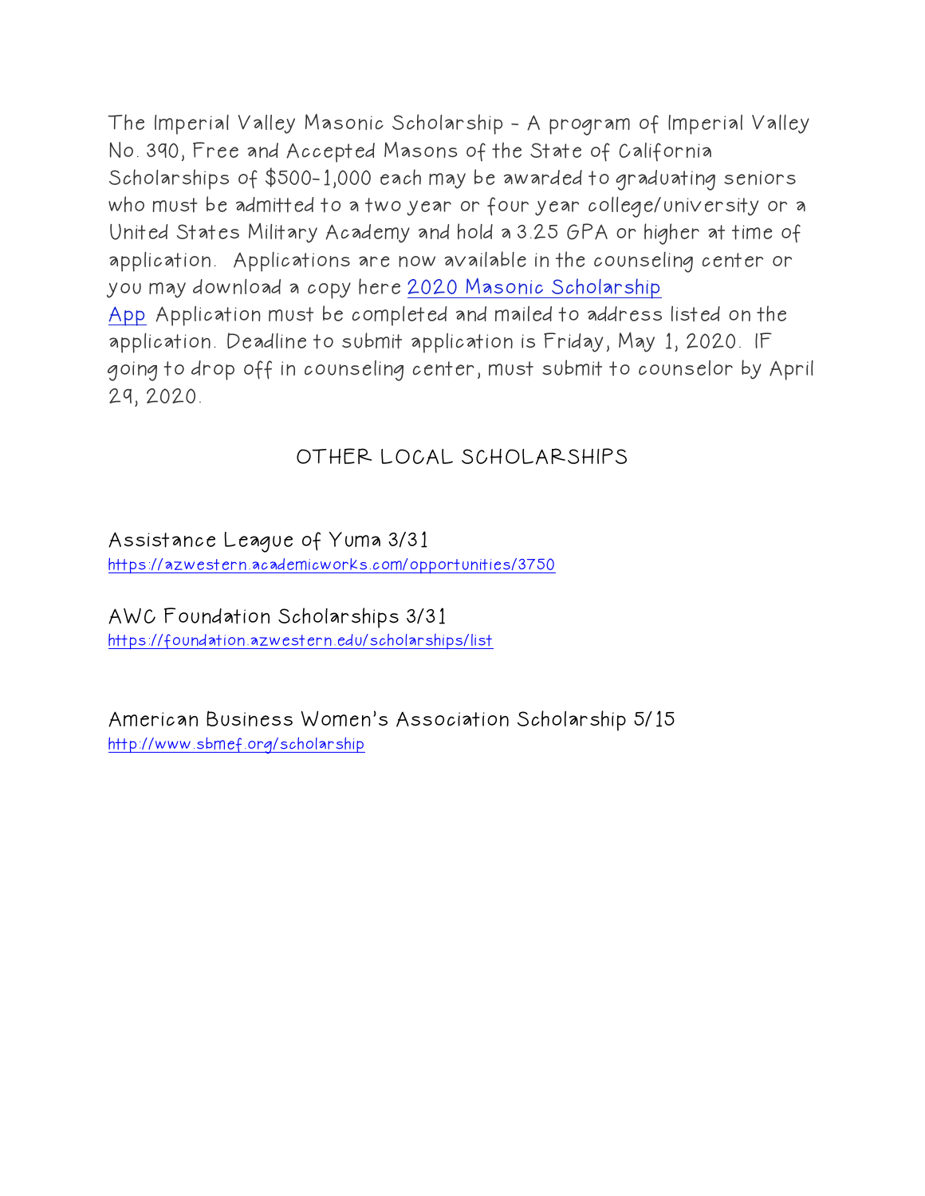The Imperial Valley Masonic Scholarship - A program of Imperial Valley No. 390, Free and Accepted Masons of the State of California Scholarships of $500-1,000 each may be awarded to graduating seniors who must be admitted to a two year or four year college/university or a United States Military Academy and hold a 3.25 GPA or higher at time of application. Applications are now available in the counseling center or you may download a copy here [2020 Masonic Scholarship App](). Application must be completed and mailed to address listed on the application. Deadline to submit application is Friday, May 1, 2020. IF going to drop off in counseling center, must submit to counselor by April 29, 2020.

## OTHER LOCAL SCHOLARSHIPS

Assistance League of Yuma 3/31
https://azwestern.academicworks.com/opportunities/3750

AWC Foundation Scholarships 3/31
https://foundation.azwestern.edu/scholarships/list

American Business Women's Association Scholarship 5/15
http://www.sbmef.org/scholarship